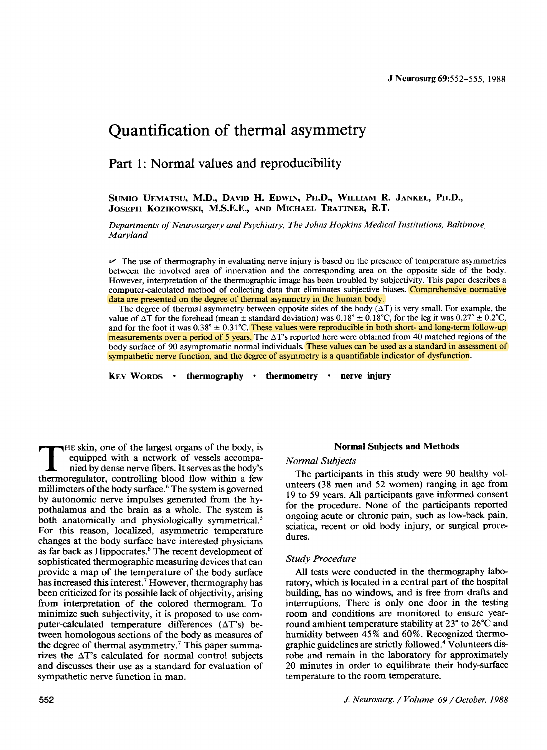# Quantification of thermal asymmetry

## Part 1: Normal values and reproducibility

**Sumio Uematsu, M.D., David H. Edwin, Ph.D., William R. Jankel, Ph.D., Joseph Kozikowski, M.S.E.E., and Michael Trattner, R.T.**

*Departments of Neurosurgery and Psychiatry, The Johns Hopkins Medical Institutions, Baltimore, Maryland*

✓ The use of thermography in evaluating nerve injury is based on the presence of temperature asymmetries between the involved area of innervation and the corresponding area on the opposite side of the body. However, interpretation of the thermographic image has been troubled by subjectivity. This paper describes a computer-calculated method of collecting data that eliminates subjective biases. Comprehensive normative data are presented on the degree of thermal asymmetry in the human body.

The degree of thermal asymmetry between opposite sides of the body (ΔT) is very small. For example, the value of ΔT for the forehead (mean ± standard deviation) was 0.18° ± 0.18°C, for the leg it was 0.27° ± 0.2°C, and for the foot it was 0.38° ± 0.31°C. These values were reproducible in both short- and long-term follow-up measurements over a period of 5 years. The ΔT's reported here were obtained from 40 matched regions of the body surface of 90 asymptomatic normal individuals. These values can be used as a standard in assessment of sympathetic nerve function, and the degree of asymmetry is a quantifiable indicator of dysfunction.

**Key Words** • **thermography** • **thermometry** • **nerve injury**

The skin, one of the largest organs of the body, is equipped with a network of vessels accompanied by dense nerve fibers. It serves as the body's thermoregulator, controlling blood flow within a few millimeters of the body surface.[6] The system is governed by autonomic nerve impulses generated from the hypothalamus and the brain as a whole. The system is both anatomically and physiologically symmetrical.[5] For this reason, localized, asymmetric temperature changes at the body surface have interested physicians as far back as Hippocrates.[8] The recent development of sophisticated thermographic measuring devices that can provide a map of the temperature of the body surface has increased this interest.[7] However, thermography has been criticized for its possible lack of objectivity, arising from interpretation of the colored thermogram. To minimize such subjectivity, it is proposed to use computer-calculated temperature differences (ΔT's) between homologous sections of the body as measures of the degree of thermal asymmetry.[7] This paper summarizes the ΔT's calculated for normal control subjects and discusses their use as a standard for evaluation of sympathetic nerve function in man.

## Normal Subjects and Methods

### *Normal Subjects*

The participants in this study were 90 healthy volunteers (38 men and 52 women) ranging in age from 19 to 59 years. All participants gave informed consent for the procedure. None of the participants reported ongoing acute or chronic pain, such as low-back pain, sciatica, recent or old body injury, or surgical procedures.

### *Study Procedure*

All tests were conducted in the thermography laboratory, which is located in a central part of the hospital building, has no windows, and is free from drafts and interruptions. There is only one door in the testing room and conditions are monitored to ensure year-round ambient temperature stability at 23° to 26°C and humidity between 45% and 60%. Recognized thermographic guidelines are strictly followed.[4] Volunteers disrobe and remain in the laboratory for approximately 20 minutes in order to equilibrate their body-surface temperature to the room temperature.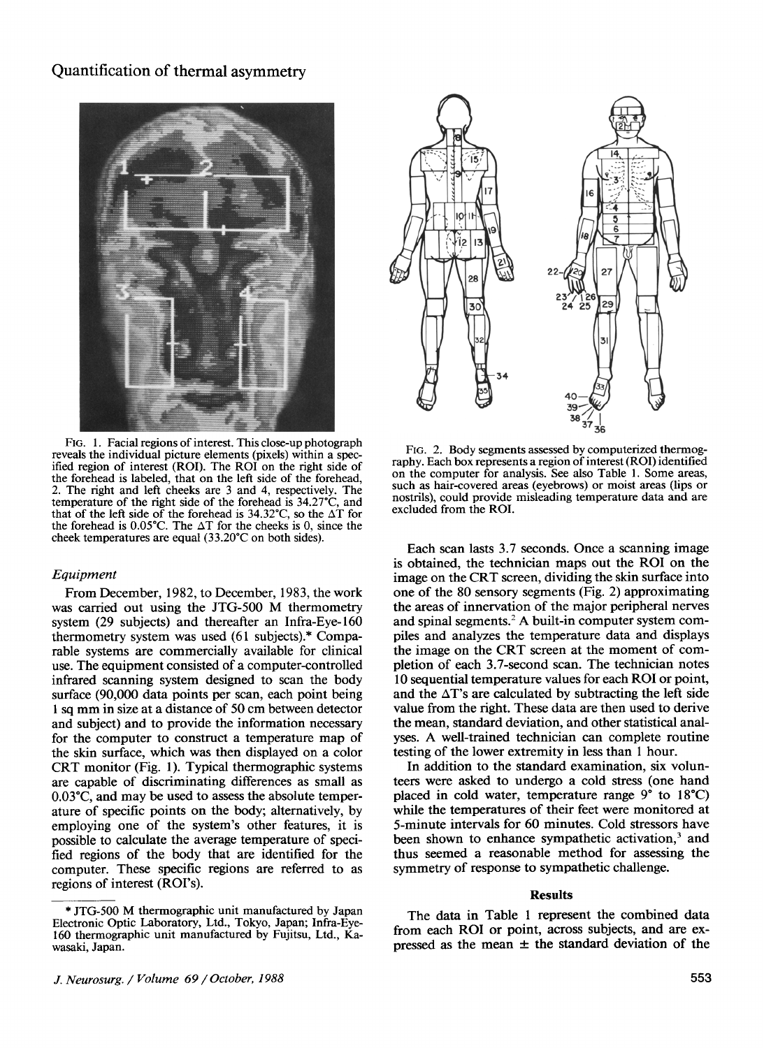## Quantification of thermal asymmetry

FIG. 1. Facial regions of interest. This close-up photograph reveals the individual picture elements (pixels) within a specified region of interest (ROI). The ROI on the right side of the forehead is labeled, that on the left side of the forehead, 2. The right and left cheeks are 3 and 4, respectively. The temperature of the right side of the forehead is 34.27°C, and that of the left side of the forehead is 34.32°C, so the ΔT for the forehead is 0.05°C. The ΔT for the cheeks is 0, since the cheek temperatures are equal (33.20°C on both sides).

### *Equipment*

From December, 1982, to December, 1983, the work was carried out using the JTG-500 M thermometry system (29 subjects) and thereafter an Infra-Eye-160 thermometry system was used (61 subjects).* Comparable systems are commercially available for clinical use. The equipment consisted of a computer-controlled infrared scanning system designed to scan the body surface (90,000 data points per scan, each point being 1 sq mm in size at a distance of 50 cm between detector and subject) and to provide the information necessary for the computer to construct a temperature map of the skin surface, which was then displayed on a color CRT monitor (Fig. 1). Typical thermographic systems are capable of discriminating differences as small as 0.03°C, and may be used to assess the absolute temperature of specific points on the body; alternatively, by employing one of the system's other features, it is possible to calculate the average temperature of specified regions of the body that are identified for the computer. These specific regions are referred to as regions of interest (ROI's).

\* JTG-500 M thermographic unit manufactured by Japan Electronic Optic Laboratory, Ltd., Tokyo, Japan; Infra-Eye-160 thermographic unit manufactured by Fujitsu, Ltd., Kawasaki, Japan.

FIG. 2. Body segments assessed by computerized thermography. Each box represents a region of interest (ROI) identified on the computer for analysis. See also Table 1. Some areas, such as hair-covered areas (eyebrows) or moist areas (lips or nostrils), could provide misleading temperature data and are excluded from the ROI.

Each scan lasts 3.7 seconds. Once a scanning image is obtained, the technician maps out the ROI on the image on the CRT screen, dividing the skin surface into one of the 80 sensory segments (Fig. 2) approximating the areas of innervation of the major peripheral nerves and spinal segments.[2] A built-in computer system compiles and analyzes the temperature data and displays the image on the CRT screen at the moment of completion of each 3.7-second scan. The technician notes 10 sequential temperature values for each ROI or point, and the ΔT's are calculated by subtracting the left side value from the right. These data are then used to derive the mean, standard deviation, and other statistical analyses. A well-trained technician can complete routine testing of the lower extremity in less than 1 hour.

In addition to the standard examination, six volunteers were asked to undergo a cold stress (one hand placed in cold water, temperature range 9° to 18°C) while the temperatures of their feet were monitored at 5-minute intervals for 60 minutes. Cold stressors have been shown to enhance sympathetic activation,[3] and thus seemed a reasonable method for assessing the symmetry of response to sympathetic challenge.

### Results

The data in Table 1 represent the combined data from each ROI or point, across subjects, and are expressed as the mean ± the standard deviation of the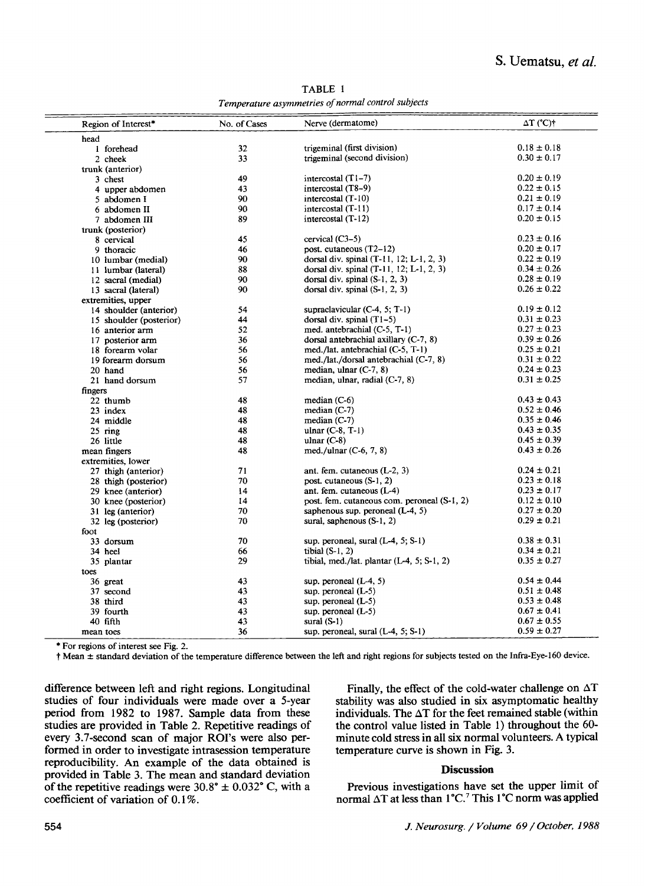TABLE 1

*Temperature asymmetries of normal control subjects*

| Region of Interest* | No. of Cases | Nerve (dermatome) | ΔT (°C)† |
|---|---|---|---|
| head | | | |
| 1 forehead | 32 | trigeminal (first division) | 0.18 ± 0.18 |
| 2 cheek | 33 | trigeminal (second division) | 0.30 ± 0.17 |
| trunk (anterior) | | | |
| 3 chest | 49 | intercostal (T1–7) | 0.20 ± 0.19 |
| 4 upper abdomen | 43 | intercostal (T8–9) | 0.22 ± 0.15 |
| 5 abdomen I | 90 | intercostal (T-10) | 0.21 ± 0.19 |
| 6 abdomen II | 90 | intercostal (T-11) | 0.17 ± 0.14 |
| 7 abdomen III | 89 | intercostal (T-12) | 0.20 ± 0.15 |
| trunk (posterior) | | | |
| 8 cervical | 45 | cervical (C3–5) | 0.23 ± 0.16 |
| 9 thoracic | 46 | post. cutaneous (T2–12) | 0.20 ± 0.17 |
| 10 lumbar (medial) | 90 | dorsal div. spinal (T-11, 12; L-1, 2, 3) | 0.22 ± 0.19 |
| 11 lumbar (lateral) | 88 | dorsal div. spinal (T-11, 12; L-1, 2, 3) | 0.34 ± 0.26 |
| 12 sacral (medial) | 90 | dorsal div. spinal (S-1, 2, 3) | 0.28 ± 0.19 |
| 13 sacral (lateral) | 90 | dorsal div. spinal (S-1, 2, 3) | 0.26 ± 0.22 |
| extremities, upper | | | |
| 14 shoulder (anterior) | 54 | supraclavicular (C-4, 5; T-1) | 0.19 ± 0.12 |
| 15 shoulder (posterior) | 44 | dorsal div. spinal (T1–5) | 0.31 ± 0.23 |
| 16 anterior arm | 52 | med. antebrachial (C-5, T-1) | 0.27 ± 0.23 |
| 17 posterior arm | 36 | dorsal antebrachial axillary (C-7, 8) | 0.39 ± 0.26 |
| 18 forearm volar | 56 | med./lat. antebrachial (C-5, T-1) | 0.25 ± 0.21 |
| 19 forearm dorsum | 56 | med./lat./dorsal antebrachial (C-7, 8) | 0.31 ± 0.22 |
| 20 hand | 56 | median, ulnar (C-7, 8) | 0.24 ± 0.23 |
| 21 hand dorsum | 57 | median, ulnar, radial (C-7, 8) | 0.31 ± 0.25 |
| fingers | | | |
| 22 thumb | 48 | median (C-6) | 0.43 ± 0.43 |
| 23 index | 48 | median (C-7) | 0.52 ± 0.46 |
| 24 middle | 48 | median (C-7) | 0.35 ± 0.46 |
| 25 ring | 48 | ulnar (C-8, T-1) | 0.43 ± 0.35 |
| 26 little | 48 | ulnar (C-8) | 0.45 ± 0.39 |
| mean fingers | 48 | med./ulnar (C-6, 7, 8) | 0.43 ± 0.26 |
| extremities, lower | | | |
| 27 thigh (anterior) | 71 | ant. fem. cutaneous (L-2, 3) | 0.24 ± 0.21 |
| 28 thigh (posterior) | 70 | post. cutaneous (S-1, 2) | 0.23 ± 0.18 |
| 29 knee (anterior) | 14 | ant. fem. cutaneous (L-4) | 0.23 ± 0.17 |
| 30 knee (posterior) | 14 | post. fem. cutaneous com. peroneal (S-1, 2) | 0.12 ± 0.10 |
| 31 leg (anterior) | 70 | saphenous sup. peroneal (L-4, 5) | 0.27 ± 0.20 |
| 32 leg (posterior) | 70 | sural, saphenous (S-1, 2) | 0.29 ± 0.21 |
| foot | | | |
| 33 dorsum | 70 | sup. peroneal, sural (L-4, 5; S-1) | 0.38 ± 0.31 |
| 34 heel | 66 | tibial (S-1, 2) | 0.34 ± 0.21 |
| 35 plantar | 29 | tibial, med./lat. plantar (L-4, 5; S-1, 2) | 0.35 ± 0.27 |
| toes | | | |
| 36 great | 43 | sup. peroneal (L-4, 5) | 0.54 ± 0.44 |
| 37 second | 43 | sup. peroneal (L-5) | 0.51 ± 0.48 |
| 38 third | 43 | sup. peroneal (L-5) | 0.53 ± 0.48 |
| 39 fourth | 43 | sup. peroneal (L-5) | 0.67 ± 0.41 |
| 40 fifth | 43 | sural (S-1) | 0.67 ± 0.55 |
| mean toes | 36 | sup. peroneal, sural (L-4, 5; S-1) | 0.59 ± 0.27 |

\* For regions of interest see Fig. 2.

† Mean ± standard deviation of the temperature difference between the left and right regions for subjects tested on the Infra-Eye-160 device.

difference between left and right regions. Longitudinal studies of four individuals were made over a 5-year period from 1982 to 1987. Sample data from these studies are provided in Table 2. Repetitive readings of every 3.7-second scan of major ROI's were also performed in order to investigate intrasession temperature reproducibility. An example of the data obtained is provided in Table 3. The mean and standard deviation of the repetitive readings were 30.8° ± 0.032° C, with a coefficient of variation of 0.1%.

Finally, the effect of the cold-water challenge on ΔT stability was also studied in six asymptomatic healthy individuals. The ΔT for the feet remained stable (within the control value listed in Table 1) throughout the 60-minute cold stress in all six normal volunteers. A typical temperature curve is shown in Fig. 3.

## Discussion

Previous investigations have set the upper limit of normal ΔT at less than 1°C.[7] This 1°C norm was applied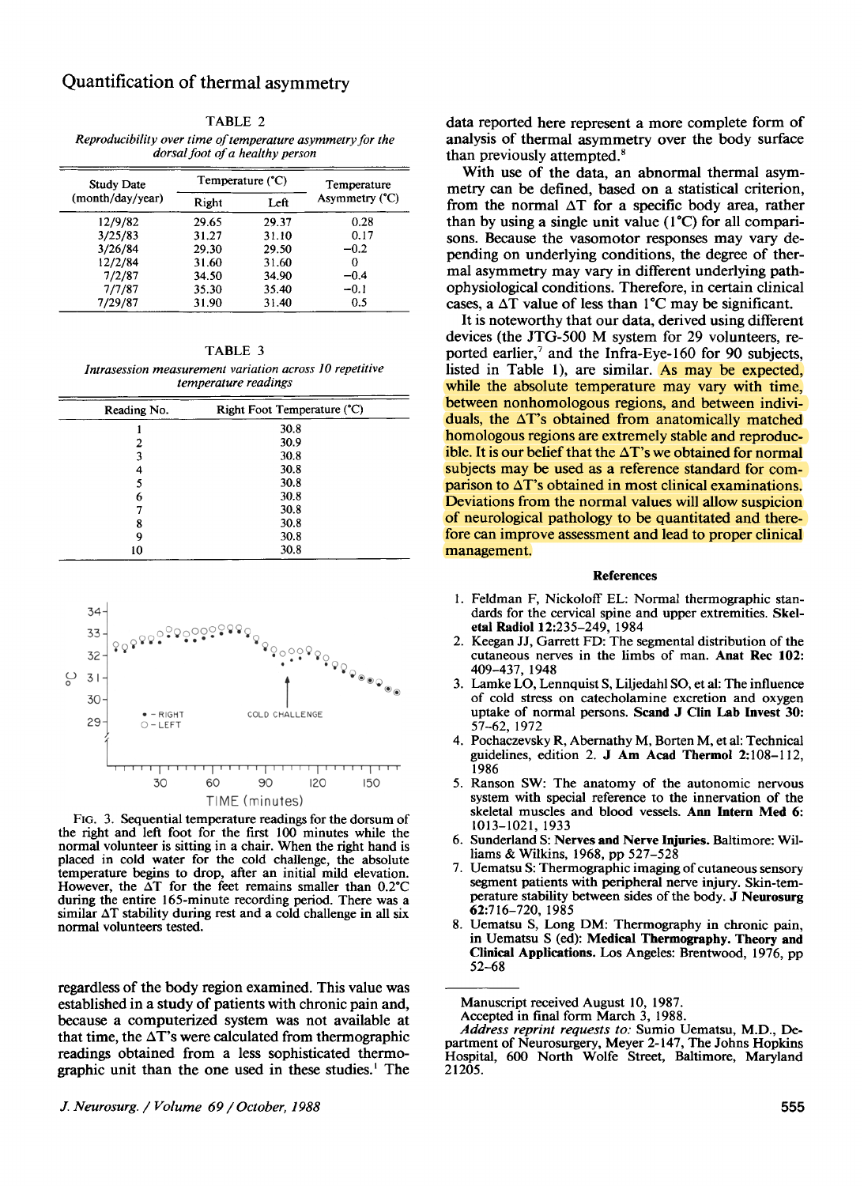## Quantification of thermal asymmetry

TABLE 2

*Reproducibility over time of temperature asymmetry for the dorsal foot of a healthy person*

| Study Date (month/day/year) | Temperature (°C) | | Temperature Asymmetry (°C) |
|---|---|---|---|
| | Right | Left | |
| 12/9/82 | 29.65 | 29.37 | 0.28 |
| 3/25/83 | 31.27 | 31.10 | 0.17 |
| 3/26/84 | 29.30 | 29.50 | −0.2 |
| 12/2/84 | 31.60 | 31.60 | 0 |
| 7/2/87 | 34.50 | 34.90 | −0.4 |
| 7/7/87 | 35.30 | 35.40 | −0.1 |
| 7/29/87 | 31.90 | 31.40 | 0.5 |

TABLE 3

*Intrasession measurement variation across 10 repetitive temperature readings*

| Reading No. | Right Foot Temperature (°C) |
|---|---|
| 1 | 30.8 |
| 2 | 30.9 |
| 3 | 30.8 |
| 4 | 30.8 |
| 5 | 30.8 |
| 6 | 30.8 |
| 7 | 30.8 |
| 8 | 30.8 |
| 9 | 30.8 |
| 10 | 30.8 |

34
33
32
°C 31
30
29
• - RIGHT
○ - LEFT
COLD CHALLENGE
30 60 90 120 150
TIME (minutes)

FIG. 3. Sequential temperature readings for the dorsum of the right and left foot for the first 100 minutes while the normal volunteer is sitting in a chair. When the right hand is placed in cold water for the cold challenge, the absolute temperature begins to drop, after an initial mild elevation. However, the ΔT for the feet remains smaller than 0.2°C during the entire 165-minute recording period. There was a similar ΔT stability during rest and a cold challenge in all six normal volunteers tested.

regardless of the body region examined. This value was established in a study of patients with chronic pain and, because a computerized system was not available at that time, the ΔT's were calculated from thermographic readings obtained from a less sophisticated thermographic unit than the one used in these studies.[1] The data reported here represent a more complete form of analysis of thermal asymmetry over the body surface than previously attempted.[8]

With use of the data, an abnormal thermal asymmetry can be defined, based on a statistical criterion, from the normal ΔT for a specific body area, rather than by using a single unit value (1°C) for all comparisons. Because the vasomotor responses may vary depending on underlying conditions, the degree of thermal asymmetry may vary in different underlying pathophysiological conditions. Therefore, in certain clinical cases, a ΔT value of less than 1°C may be significant.

It is noteworthy that our data, derived using different devices (the JTG-500 M system for 29 volunteers, reported earlier,[7] and the Infra-Eye-160 for 90 subjects, listed in Table 1), are similar. As may be expected, while the absolute temperature may vary with time, between nonhomologous regions, and between individuals, the ΔT's obtained from anatomically matched homologous regions are extremely stable and reproducible. It is our belief that the ΔT's we obtained for normal subjects may be used as a reference standard for comparison to ΔT's obtained in most clinical examinations. Deviations from the normal values will allow suspicion of neurological pathology to be quantitated and therefore can improve assessment and lead to proper clinical management.

### References

1. Feldman F, Nickoloff EL: Normal thermographic standards for the cervical spine and upper extremities. **Skeletal Radiol 12:**235–249, 1984
2. Keegan JJ, Garrett FD: The segmental distribution of the cutaneous nerves in the limbs of man. **Anat Rec 102:** 409–437, 1948
3. Lamke LO, Lennquist S, Liljedahl SO, et al: The influence of cold stress on catecholamine excretion and oxygen uptake of normal persons. **Scand J Clin Lab Invest 30:** 57–62, 1972
4. Pochaczevsky R, Abernathy M, Borten M, et al: Technical guidelines, edition 2. **J Am Acad Thermol 2:**108–112, 1986
5. Ranson SW: The anatomy of the autonomic nervous system with special reference to the innervation of the skeletal muscles and blood vessels. **Ann Intern Med 6:** 1013–1021, 1933
6. Sunderland S: **Nerves and Nerve Injuries.** Baltimore: Williams & Wilkins, 1968, pp 527–528
7. Uematsu S: Thermographic imaging of cutaneous sensory segment patients with peripheral nerve injury. Skin-temperature stability between sides of the body. **J Neurosurg 62:**716–720, 1985
8. Uematsu S, Long DM: Thermography in chronic pain, in Uematsu S (ed): **Medical Thermography. Theory and Clinical Applications.** Los Angeles: Brentwood, 1976, pp 52–68

Manuscript received August 10, 1987.

Accepted in final form March 3, 1988.

*Address reprint requests to:* Sumio Uematsu, M.D., Department of Neurosurgery, Meyer 2-147, The Johns Hopkins Hospital, 600 North Wolfe Street, Baltimore, Maryland 21205.